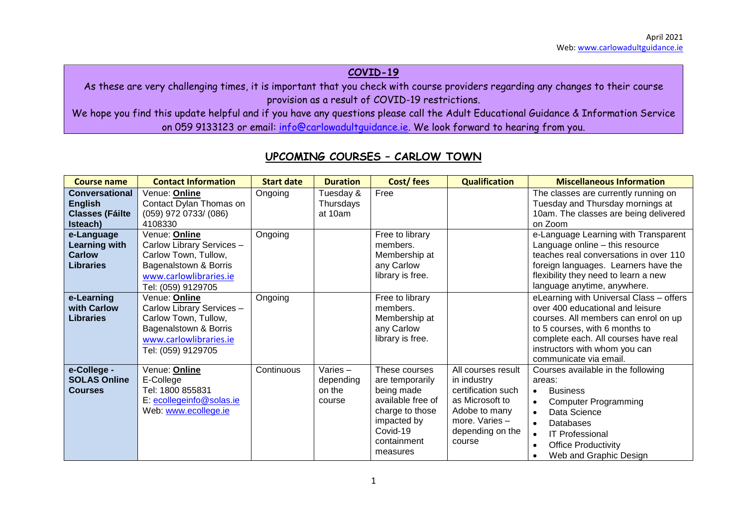April 2021
Web: www.carlowadultguidance.ie

**COVID-19**

As these are very challenging times, it is important that you check with course providers regarding any changes to their course provision as a result of COVID-19 restrictions.

We hope you find this update helpful and if you have any questions please call the Adult Educational Guidance & Information Service on 059 9133123 or email: info@carlowadultguidance.ie. We look forward to hearing from you.

## UPCOMING COURSES – CARLOW TOWN

| Course name | Contact Information | Start date | Duration | Cost/ fees | Qualification | Miscellaneous Information |
|---|---|---|---|---|---|---|
| **Conversational English Classes (Fáilte Isteach)** | Venue: **Online**<br>Contact Dylan Thomas on (059) 972 0733/ (086) 4108330 | Ongoing | Tuesday & Thursdays at 10am | Free | | The classes are currently running on Tuesday and Thursday mornings at 10am. The classes are being delivered on Zoom |
| **e-Language Learning with Carlow Libraries** | Venue: **Online**<br>Carlow Library Services – Carlow Town, Tullow, Bagenalstown & Borris<br>www.carlowlibraries.ie<br>Tel: (059) 9129705 | Ongoing | | Free to library members. Membership at any Carlow library is free. | | e-Language Learning with Transparent Language online – this resource teaches real conversations in over 110 foreign languages. Learners have the flexibility they need to learn a new language anytime, anywhere. |
| **e-Learning with Carlow Libraries** | Venue: **Online**<br>Carlow Library Services – Carlow Town, Tullow, Bagenalstown & Borris<br>www.carlowlibraries.ie<br>Tel: (059) 9129705 | Ongoing | | Free to library members. Membership at any Carlow library is free. | | eLearning with Universal Class – offers over 400 educational and leisure courses. All members can enrol on up to 5 courses, with 6 months to complete each. All courses have real instructors with whom you can communicate via email. |
| **e-College - SOLAS Online Courses** | Venue: **Online**<br>E-College<br>Tel: 1800 855831<br>E: ecollegeinfo@solas.ie<br>Web: www.ecollege.ie | Continuous | Varies – depending on the course | These courses are temporarily being made available free of charge to those impacted by Covid-19 containment measures | All courses result in industry certification such as Microsoft to Adobe to many more. Varies – depending on the course | Courses available in the following areas:<br>• Business<br>• Computer Programming<br>• Data Science<br>• Databases<br>• IT Professional<br>• Office Productivity<br>• Web and Graphic Design |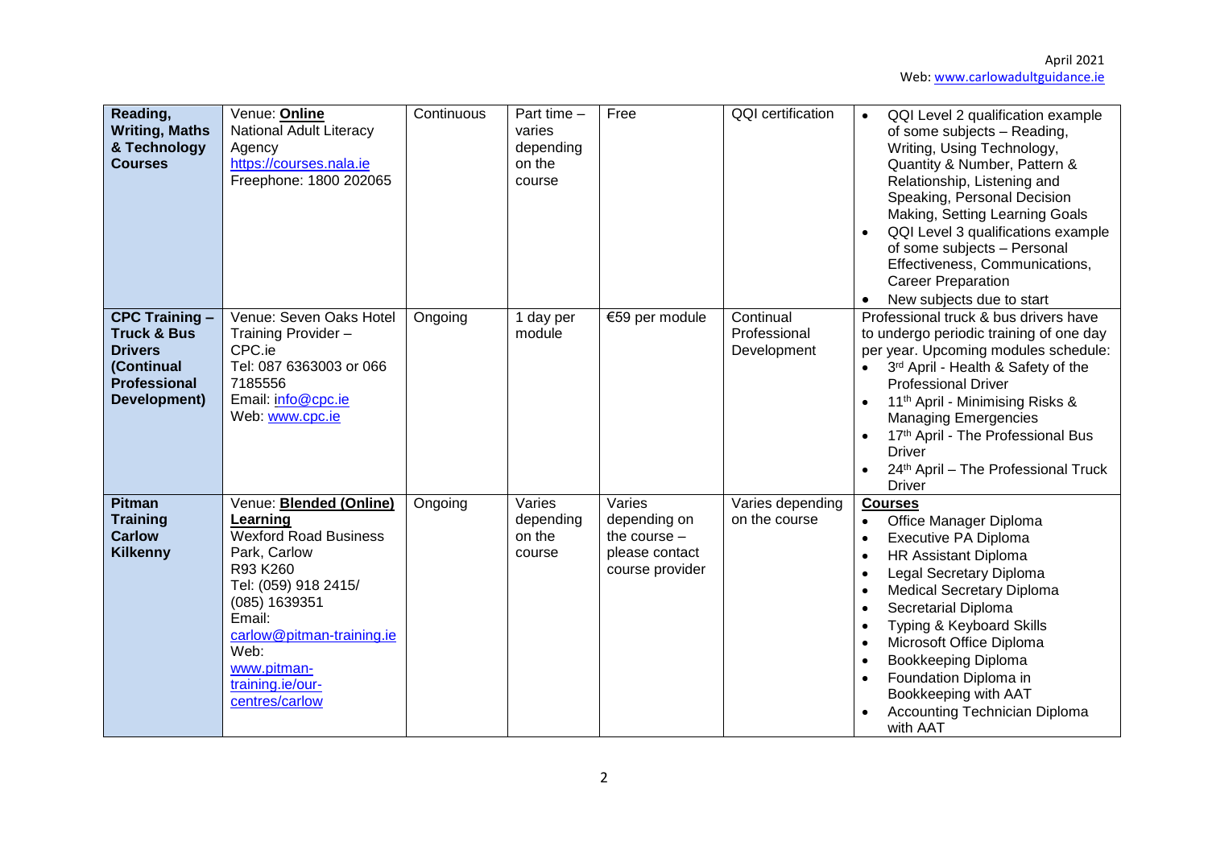| **Reading, Writing, Maths & Technology Courses** | Venue: **Online**<br>National Adult Literacy Agency<br>https://courses.nala.ie<br>Freephone: 1800 202065 | Continuous | Part time – varies depending on the course | Free | QQI certification | • QQI Level 2 qualification example of some subjects – Reading, Writing, Using Technology, Quantity & Number, Pattern & Relationship, Listening and Speaking, Personal Decision Making, Setting Learning Goals<br>• QQI Level 3 qualifications example of some subjects – Personal Effectiveness, Communications, Career Preparation<br>• New subjects due to start |
|---|---|---|---|---|---|---|
| **CPC Training – Truck & Bus Drivers (Continual Professional Development)** | Venue: Seven Oaks Hotel<br>Training Provider – CPC.ie<br>Tel: 087 6363003 or 066 7185556<br>Email: info@cpc.ie<br>Web: www.cpc.ie | Ongoing | 1 day per module | €59 per module | Continual Professional Development | Professional truck & bus drivers have to undergo periodic training of one day per year. Upcoming modules schedule:<br>• 3rd April - Health & Safety of the Professional Driver<br>• 11th April - Minimising Risks & Managing Emergencies<br>• 17th April - The Professional Bus Driver<br>• 24th April – The Professional Truck Driver |
| **Pitman Training Carlow Kilkenny** | Venue: **Blended (Online) Learning**<br>Wexford Road Business Park, Carlow<br>R93 K260<br>Tel: (059) 918 2415/ (085) 1639351<br>Email: carlow@pitman-training.ie<br>Web: www.pitman-training.ie/our-centres/carlow | Ongoing | Varies depending on the course | Varies depending on the course – please contact course provider | Varies depending on the course | **Courses**<br>• Office Manager Diploma<br>• Executive PA Diploma<br>• HR Assistant Diploma<br>• Legal Secretary Diploma<br>• Medical Secretary Diploma<br>• Secretarial Diploma<br>• Typing & Keyboard Skills<br>• Microsoft Office Diploma<br>• Bookkeeping Diploma<br>• Foundation Diploma in Bookkeeping with AAT<br>• Accounting Technician Diploma with AAT |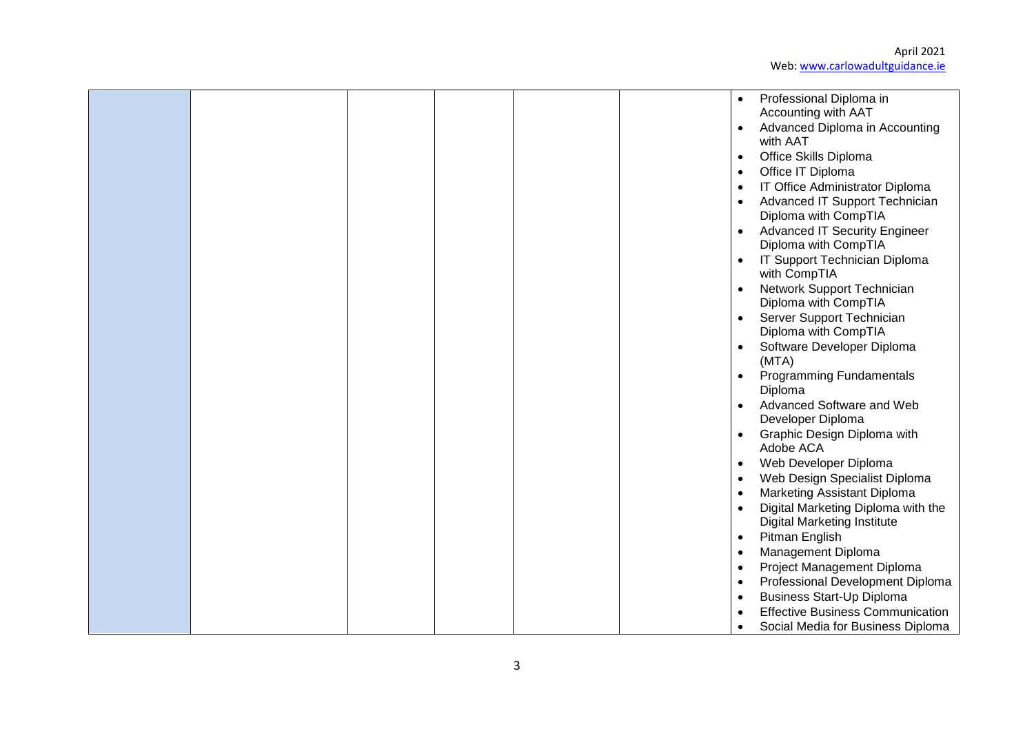| | | | | | | |
|---|---|---|---|---|---|---|
| | | | | | | • Professional Diploma in Accounting with AAT<br>• Advanced Diploma in Accounting with AAT<br>• Office Skills Diploma<br>• Office IT Diploma<br>• IT Office Administrator Diploma<br>• Advanced IT Support Technician Diploma with CompTIA<br>• Advanced IT Security Engineer Diploma with CompTIA<br>• IT Support Technician Diploma with CompTIA<br>• Network Support Technician Diploma with CompTIA<br>• Server Support Technician Diploma with CompTIA<br>• Software Developer Diploma (MTA)<br>• Programming Fundamentals Diploma<br>• Advanced Software and Web Developer Diploma<br>• Graphic Design Diploma with Adobe ACA<br>• Web Developer Diploma<br>• Web Design Specialist Diploma<br>• Marketing Assistant Diploma<br>• Digital Marketing Diploma with the Digital Marketing Institute<br>• Pitman English<br>• Management Diploma<br>• Project Management Diploma<br>• Professional Development Diploma<br>• Business Start-Up Diploma<br>• Effective Business Communication<br>• Social Media for Business Diploma |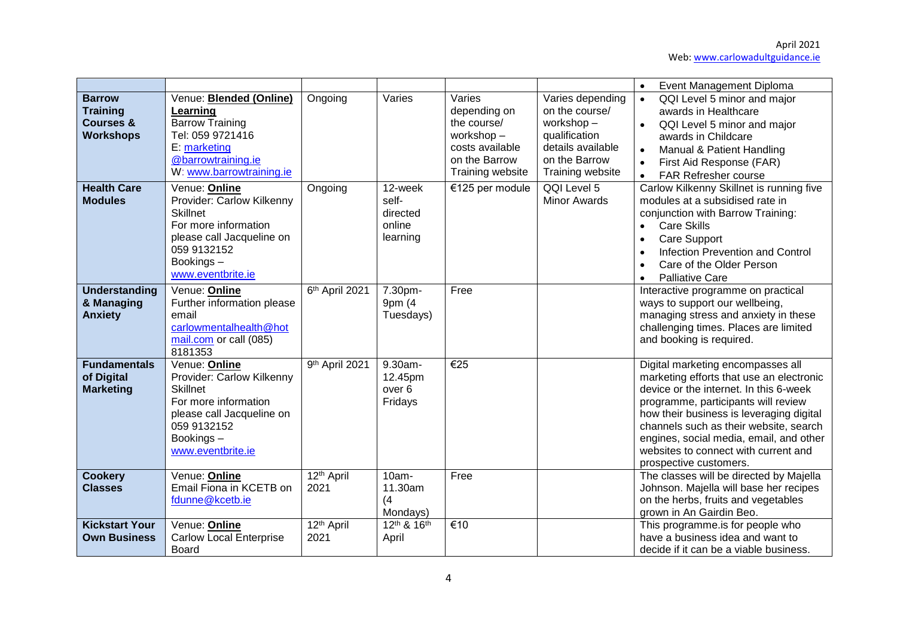| | | | | | | |
|---|---|---|---|---|---|---|
| | | | | | | • Event Management Diploma |
| **Barrow Training Courses & Workshops** | Venue: **Blended (Online) Learning**<br>Barrow Training<br>Tel: 059 9721416<br>E: marketing @barrowtraining.ie<br>W: www.barrowtraining.ie | Ongoing | Varies | Varies depending on the course/ workshop – costs available on the Barrow Training website | Varies depending on the course/ workshop – qualification details available on the Barrow Training website | • QQI Level 5 minor and major awards in Healthcare<br>• QQI Level 5 minor and major awards in Childcare<br>• Manual & Patient Handling<br>• First Aid Response (FAR)<br>• FAR Refresher course |
| **Health Care Modules** | Venue: **Online**<br>Provider: Carlow Kilkenny Skillnet<br>For more information please call Jacqueline on 059 9132152<br>Bookings – www.eventbrite.ie | Ongoing | 12-week self-directed online learning | €125 per module | QQI Level 5 Minor Awards | Carlow Kilkenny Skillnet is running five modules at a subsidised rate in conjunction with Barrow Training:<br>• Care Skills<br>• Care Support<br>• Infection Prevention and Control<br>• Care of the Older Person<br>• Palliative Care |
| **Understanding & Managing Anxiety** | Venue: **Online**<br>Further information please email carlowmentalhealth@hotmail.com or call (085) 8181353 | 6th April 2021 | 7.30pm-9pm (4 Tuesdays) | Free | | Interactive programme on practical ways to support our wellbeing, managing stress and anxiety in these challenging times. Places are limited and booking is required. |
| **Fundamentals of Digital Marketing** | Venue: **Online**<br>Provider: Carlow Kilkenny Skillnet<br>For more information please call Jacqueline on 059 9132152<br>Bookings – www.eventbrite.ie | 9th April 2021 | 9.30am-12.45pm over 6 Fridays | €25 | | Digital marketing encompasses all marketing efforts that use an electronic device or the internet. In this 6-week programme, participants will review how their business is leveraging digital channels such as their website, search engines, social media, email, and other websites to connect with current and prospective customers. |
| **Cookery Classes** | Venue: **Online**<br>Email Fiona in KCETB on fdunne@kcetb.ie | 12th April 2021 | 10am-11.30am (4 Mondays) | Free | | The classes will be directed by Majella Johnson. Majella will base her recipes on the herbs, fruits and vegetables grown in An Gairdin Beo. |
| **Kickstart Your Own Business** | Venue: **Online**<br>Carlow Local Enterprise Board | 12th April 2021 | 12th & 16th April | €10 | | This programme.is for people who have a business idea and want to decide if it can be a viable business. |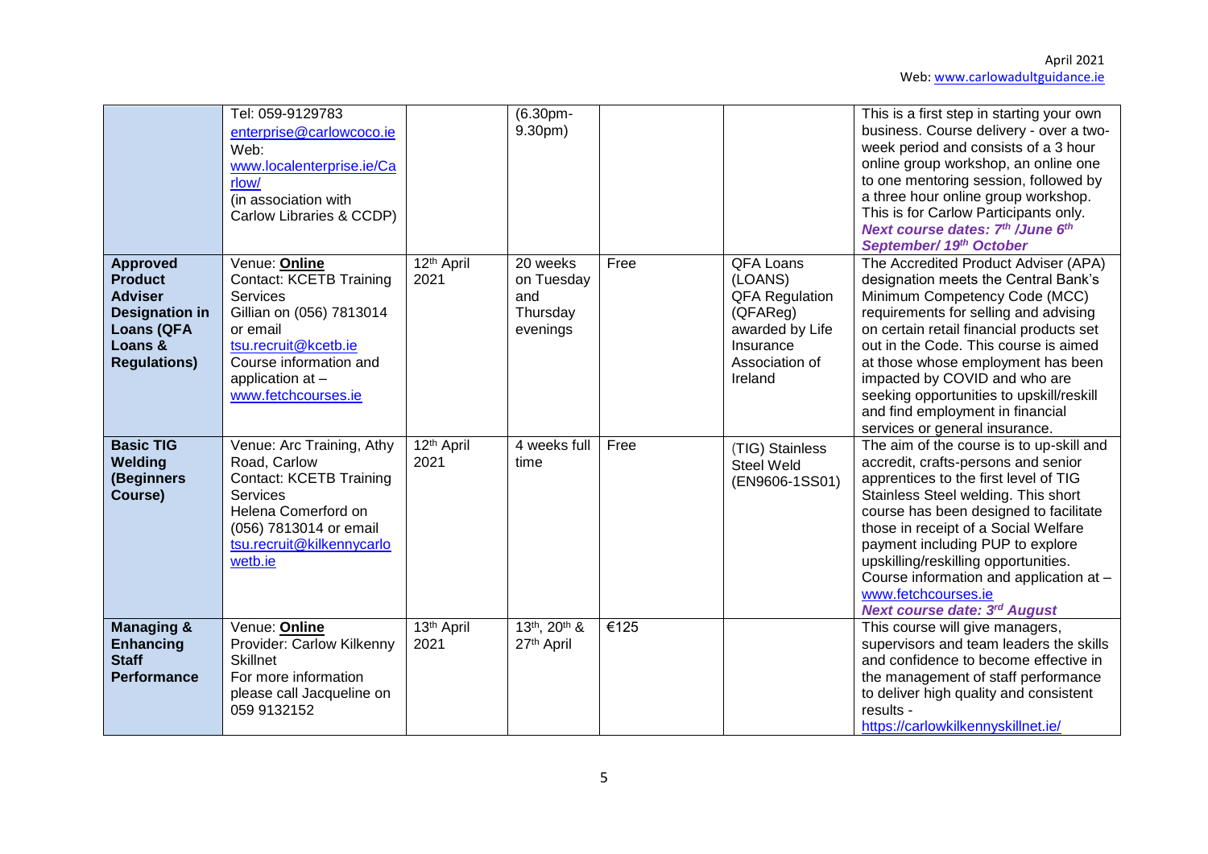| | | | | | | |
|---|---|---|---|---|---|---|
| | Tel: 059-9129783<br>enterprise@carlowcoco.ie<br>Web:<br>www.localenterprise.ie/Carlow/<br>(in association with Carlow Libraries & CCDP) | | (6.30pm-9.30pm) | | | This is a first step in starting your own business. Course delivery - over a two-week period and consists of a 3 hour online group workshop, an online one to one mentoring session, followed by a three hour online group workshop. This is for Carlow Participants only. ***Next course dates: 7th /June 6th September/ 19th October*** |
| **Approved Product Adviser Designation in Loans (QFA Loans & Regulations)** | Venue: **Online**<br>Contact: KCETB Training Services<br>Gillian on (056) 7813014 or email<br>tsu.recruit@kcetb.ie<br>Course information and application at –<br>www.fetchcourses.ie | 12th April 2021 | 20 weeks on Tuesday and Thursday evenings | Free | QFA Loans (LOANS)<br>QFA Regulation (QFAReg) awarded by Life Insurance Association of Ireland | The Accredited Product Adviser (APA) designation meets the Central Bank's Minimum Competency Code (MCC) requirements for selling and advising on certain retail financial products set out in the Code. This course is aimed at those whose employment has been impacted by COVID and who are seeking opportunities to upskill/reskill and find employment in financial services or general insurance. |
| **Basic TIG Welding (Beginners Course)** | Venue: Arc Training, Athy Road, Carlow<br>Contact: KCETB Training Services<br>Helena Comerford on (056) 7813014 or email<br>tsu.recruit@kilkennycarlowetb.ie | 12th April 2021 | 4 weeks full time | Free | (TIG) Stainless Steel Weld (EN9606-1SS01) | The aim of the course is to up-skill and accredit, crafts-persons and senior apprentices to the first level of TIG Stainless Steel welding. This short course has been designed to facilitate those in receipt of a Social Welfare payment including PUP to explore upskilling/reskilling opportunities. Course information and application at – www.fetchcourses.ie<br>***Next course date: 3rd August*** |
| **Managing & Enhancing Staff Performance** | Venue: **Online**<br>Provider: Carlow Kilkenny Skillnet<br>For more information please call Jacqueline on 059 9132152 | 13th April 2021 | 13th, 20th & 27th April | €125 | | This course will give managers, supervisors and team leaders the skills and confidence to become effective in the management of staff performance to deliver high quality and consistent results -<br>https://carlowkilkennyskillnet.ie/ |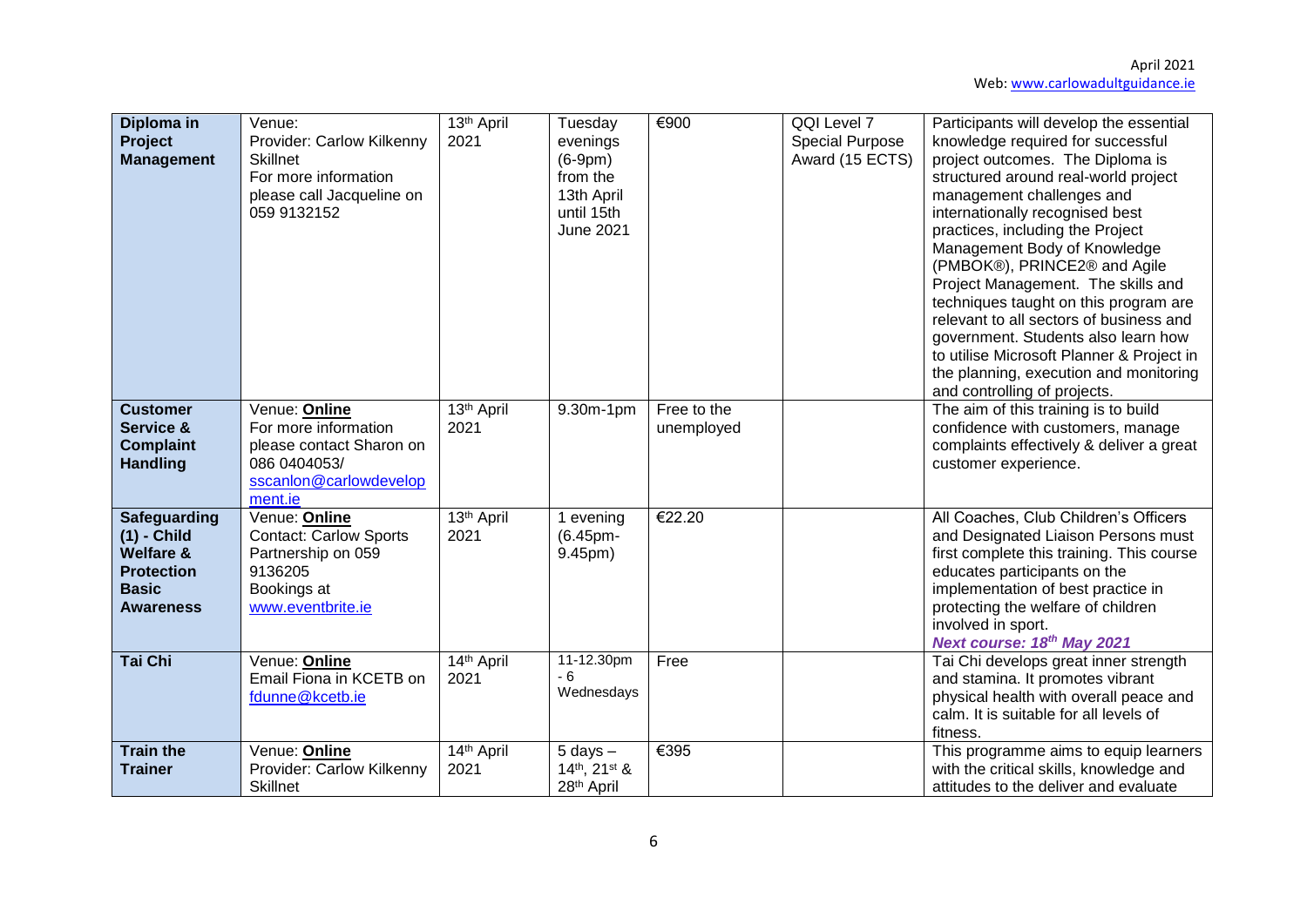| **Diploma in Project Management** | Venue:<br>Provider: Carlow Kilkenny Skillnet<br>For more information please call Jacqueline on 059 9132152 | 13th April 2021 | Tuesday evenings (6-9pm) from the 13th April until 15th June 2021 | €900 | QQI Level 7 Special Purpose Award (15 ECTS) | Participants will develop the essential knowledge required for successful project outcomes. The Diploma is structured around real-world project management challenges and internationally recognised best practices, including the Project Management Body of Knowledge (PMBOK®), PRINCE2® and Agile Project Management. The skills and techniques taught on this program are relevant to all sectors of business and government. Students also learn how to utilise Microsoft Planner & Project in the planning, execution and monitoring and controlling of projects. |
|---|---|---|---|---|---|---|
| **Customer Service & Complaint Handling** | Venue: **Online**<br>For more information please contact Sharon on 086 0404053/ sscanlon@carlowdevelopment.ie | 13th April 2021 | 9.30m-1pm | Free to the unemployed | | The aim of this training is to build confidence with customers, manage complaints effectively & deliver a great customer experience. |
| **Safeguarding (1) - Child Welfare & Protection Basic Awareness** | Venue: **Online**<br>Contact: Carlow Sports Partnership on 059 9136205<br>Bookings at www.eventbrite.ie | 13th April 2021 | 1 evening (6.45pm-9.45pm) | €22.20 | | All Coaches, Club Children's Officers and Designated Liaison Persons must first complete this training. This course educates participants on the implementation of best practice in protecting the welfare of children involved in sport.<br>***Next course: 18th May 2021*** |
| **Tai Chi** | Venue: **Online**<br>Email Fiona in KCETB on fdunne@kcetb.ie | 14th April 2021 | 11-12.30pm - 6 Wednesdays | Free | | Tai Chi develops great inner strength and stamina. It promotes vibrant physical health with overall peace and calm. It is suitable for all levels of fitness. |
| **Train the Trainer** | Venue: **Online**<br>Provider: Carlow Kilkenny Skillnet | 14th April 2021 | 5 days – 14th, 21st & 28th April | €395 | | This programme aims to equip learners with the critical skills, knowledge and attitudes to the deliver and evaluate |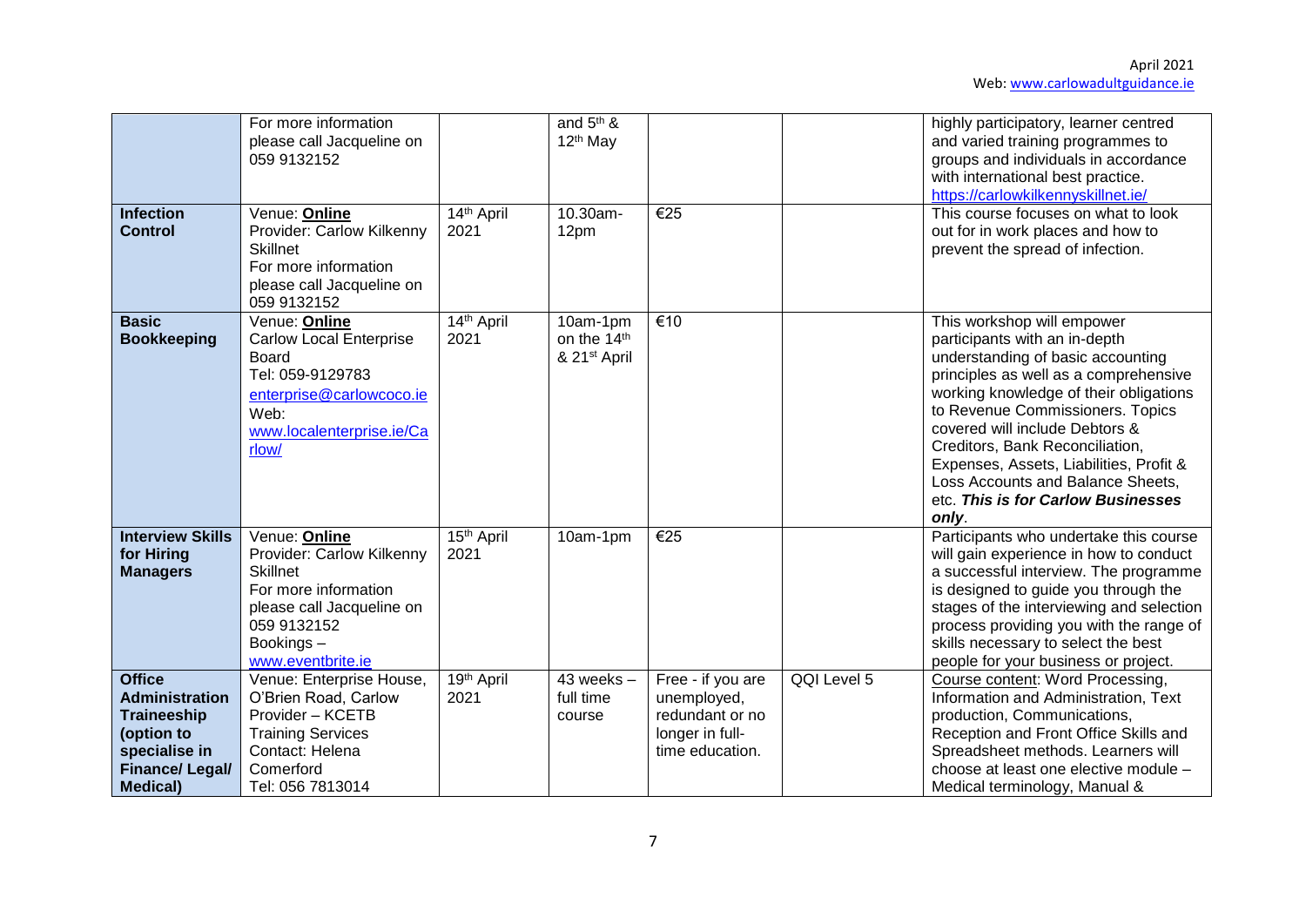| | For more information please call Jacqueline on 059 9132152 | | and 5th & 12th May | | | highly participatory, learner centred and varied training programmes to groups and individuals in accordance with international best practice. https://carlowkilkennyskillnet.ie/ |
|---|---|---|---|---|---|---|
| **Infection Control** | Venue: **Online** Provider: Carlow Kilkenny Skillnet For more information please call Jacqueline on 059 9132152 | 14th April 2021 | 10.30am-12pm | €25 | | This course focuses on what to look out for in work places and how to prevent the spread of infection. |
| **Basic Bookkeeping** | Venue: **Online** Carlow Local Enterprise Board Tel: 059-9129783 enterprise@carlowcoco.ie Web: www.localenterprise.ie/Carlow/ | 14th April 2021 | 10am-1pm on the 14th & 21st April | €10 | | This workshop will empower participants with an in-depth understanding of basic accounting principles as well as a comprehensive working knowledge of their obligations to Revenue Commissioners. Topics covered will include Debtors & Creditors, Bank Reconciliation, Expenses, Assets, Liabilities, Profit & Loss Accounts and Balance Sheets, etc. ***This is for Carlow Businesses only***. |
| **Interview Skills for Hiring Managers** | Venue: **Online** Provider: Carlow Kilkenny Skillnet For more information please call Jacqueline on 059 9132152 Bookings – www.eventbrite.ie | 15th April 2021 | 10am-1pm | €25 | | Participants who undertake this course will gain experience in how to conduct a successful interview. The programme is designed to guide you through the stages of the interviewing and selection process providing you with the range of skills necessary to select the best people for your business or project. |
| **Office Administration Traineeship (option to specialise in Finance/ Legal/ Medical)** | Venue: Enterprise House, O'Brien Road, Carlow Provider – KCETB Training Services Contact: Helena Comerford Tel: 056 7813014 | 19th April 2021 | 43 weeks – full time course | Free - if you are unemployed, redundant or no longer in full-time education. | QQI Level 5 | Course content: Word Processing, Information and Administration, Text production, Communications, Reception and Front Office Skills and Spreadsheet methods. Learners will choose at least one elective module – Medical terminology, Manual & |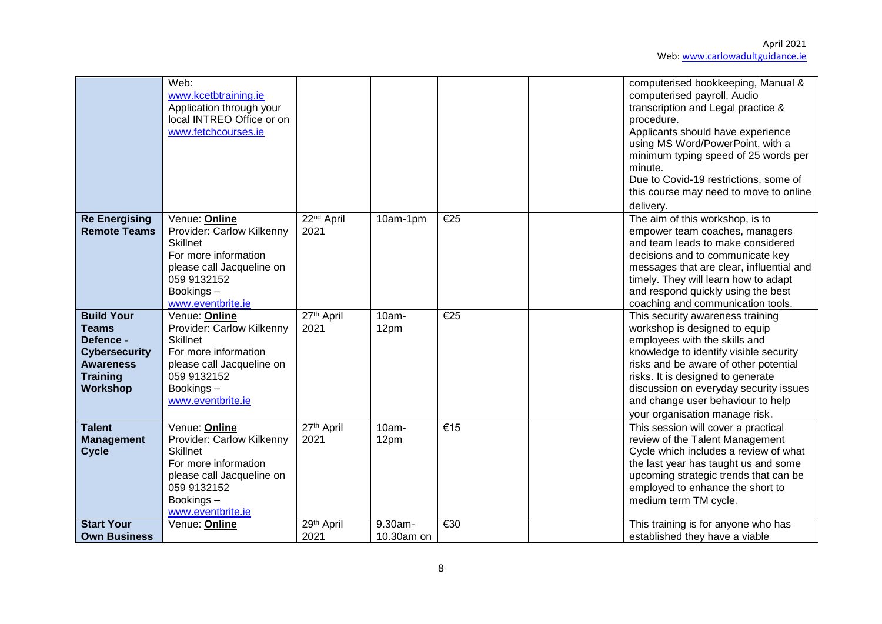| | | | | | | |
|---|---|---|---|---|---|---|
| | Web: www.kcetbtraining.ie Application through your local INTREO Office or on www.fetchcourses.ie | | | | | computerised bookkeeping, Manual & computerised payroll, Audio transcription and Legal practice & procedure. Applicants should have experience using MS Word/PowerPoint, with a minimum typing speed of 25 words per minute. Due to Covid-19 restrictions, some of this course may need to move to online delivery. |
| **Re Energising Remote Teams** | Venue: **Online** Provider: Carlow Kilkenny Skillnet For more information please call Jacqueline on 059 9132152 Bookings – www.eventbrite.ie | 22nd April 2021 | 10am-1pm | €25 | | The aim of this workshop, is to empower team coaches, managers and team leads to make considered decisions and to communicate key messages that are clear, influential and timely. They will learn how to adapt and respond quickly using the best coaching and communication tools. |
| **Build Your Teams Defence - Cybersecurity Awareness Training Workshop** | Venue: **Online** Provider: Carlow Kilkenny Skillnet For more information please call Jacqueline on 059 9132152 Bookings – www.eventbrite.ie | 27th April 2021 | 10am-12pm | €25 | | This security awareness training workshop is designed to equip employees with the skills and knowledge to identify visible security risks and be aware of other potential risks. It is designed to generate discussion on everyday security issues and change user behaviour to help your organisation manage risk. |
| **Talent Management Cycle** | Venue: **Online** Provider: Carlow Kilkenny Skillnet For more information please call Jacqueline on 059 9132152 Bookings – www.eventbrite.ie | 27th April 2021 | 10am-12pm | €15 | | This session will cover a practical review of the Talent Management Cycle which includes a review of what the last year has taught us and some upcoming strategic trends that can be employed to enhance the short to medium term TM cycle. |
| **Start Your Own Business** | Venue: **Online** | 29th April 2021 | 9.30am-10.30am on | €30 | | This training is for anyone who has established they have a viable |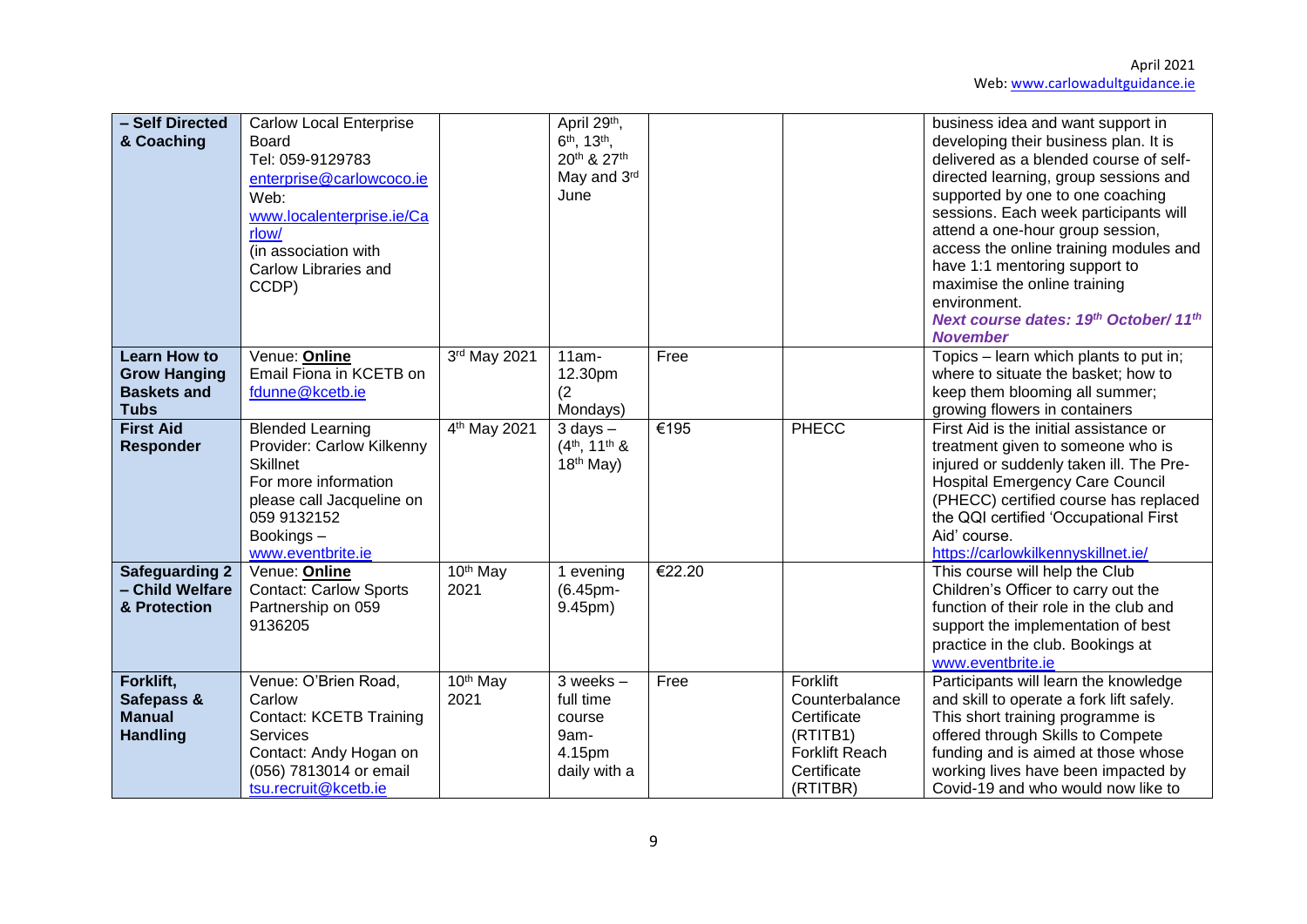| – Self Directed & Coaching | Carlow Local Enterprise Board<br>Tel: 059-9129783<br>enterprise@carlowcoco.ie<br>Web: www.localenterprise.ie/Carlow/<br>(in association with Carlow Libraries and CCDP) | | April 29th, 6th, 13th, 20th & 27th May and 3rd June | | | business idea and want support in developing their business plan. It is delivered as a blended course of self-directed learning, group sessions and supported by one to one coaching sessions. Each week participants will attend a one-hour group session, access the online training modules and have 1:1 mentoring support to maximise the online training environment.<br>***Next course dates: 19th October/ 11th November*** |
|---|---|---|---|---|---|---|
| **Learn How to Grow Hanging Baskets and Tubs** | Venue: **Online**<br>Email Fiona in KCETB on fdunne@kcetb.ie | 3rd May 2021 | 11am-12.30pm<br>(2 Mondays) | Free | | Topics – learn which plants to put in; where to situate the basket; how to keep them blooming all summer; growing flowers in containers |
| **First Aid Responder** | Blended Learning<br>Provider: Carlow Kilkenny Skillnet<br>For more information please call Jacqueline on 059 9132152<br>Bookings – www.eventbrite.ie | 4th May 2021 | 3 days – (4th, 11th & 18th May) | €195 | PHECC | First Aid is the initial assistance or treatment given to someone who is injured or suddenly taken ill. The Pre-Hospital Emergency Care Council (PHECC) certified course has replaced the QQI certified 'Occupational First Aid' course.<br>https://carlowkilkennyskillnet.ie/ |
| **Safeguarding 2 – Child Welfare & Protection** | Venue: **Online**<br>Contact: Carlow Sports Partnership on 059 9136205 | 10th May 2021 | 1 evening (6.45pm-9.45pm) | €22.20 | | This course will help the Club Children's Officer to carry out the function of their role in the club and support the implementation of best practice in the club. Bookings at www.eventbrite.ie |
| **Forklift, Safepass & Manual Handling** | Venue: O'Brien Road, Carlow<br>Contact: KCETB Training Services<br>Contact: Andy Hogan on (056) 7813014 or email tsu.recruit@kcetb.ie | 10th May 2021 | 3 weeks – full time course 9am-4.15pm daily with a | Free | Forklift Counterbalance Certificate (RTITB1)<br>Forklift Reach Certificate (RTITBR) | Participants will learn the knowledge and skill to operate a fork lift safely. This short training programme is offered through Skills to Compete funding and is aimed at those whose working lives have been impacted by Covid-19 and who would now like to |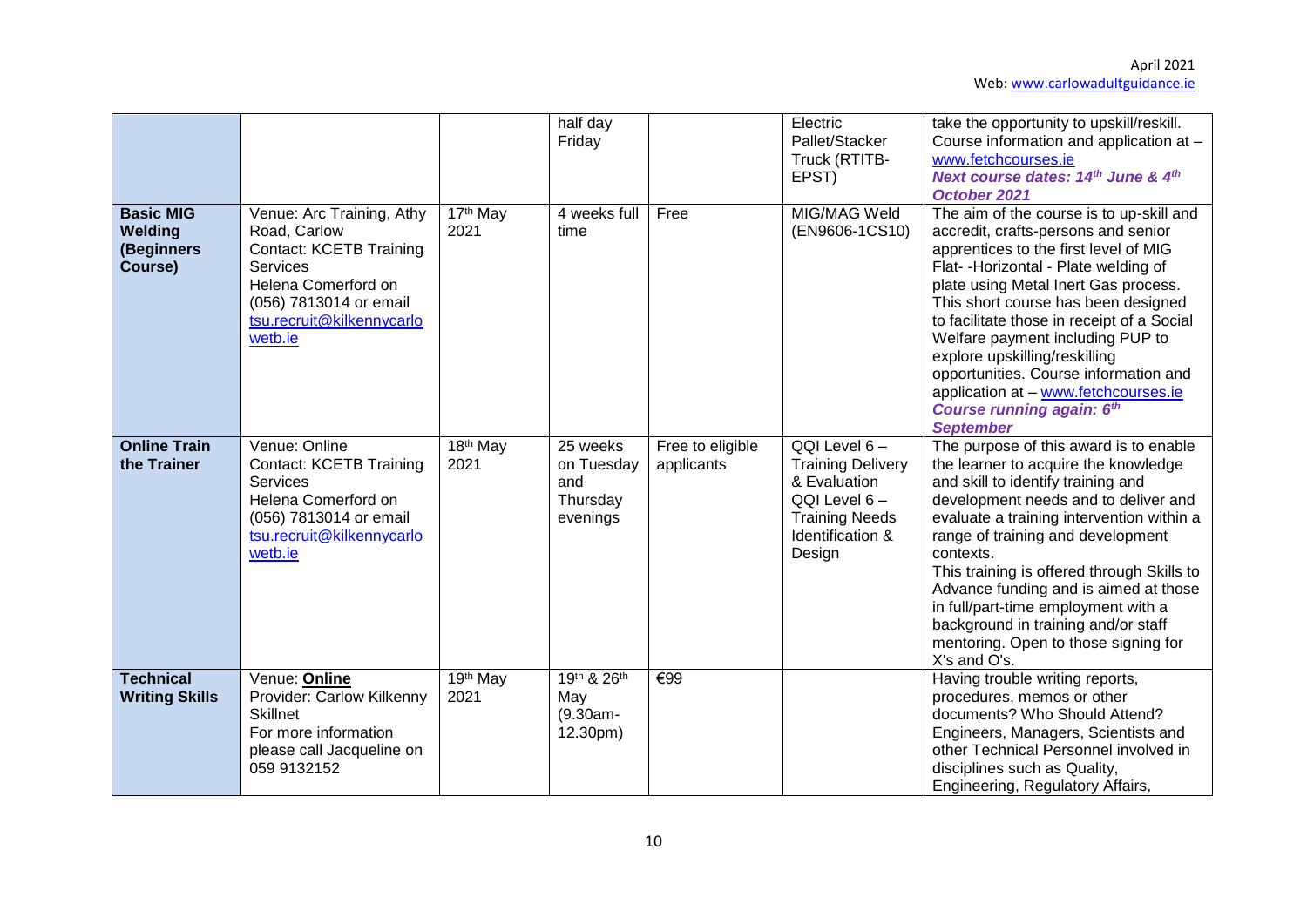| | | | | | | |
|---|---|---|---|---|---|---|
| | | | half day Friday | | Electric Pallet/Stacker Truck (RTITB-EPST) | take the opportunity to upskill/reskill. Course information and application at – www.fetchcourses.ie ***Next course dates: 14th June & 4th October 2021*** |
| **Basic MIG Welding (Beginners Course)** | Venue: Arc Training, Athy Road, Carlow Contact: KCETB Training Services Helena Comerford on (056) 7813014 or email tsu.recruit@kilkennycarlowetb.ie | 17th May 2021 | 4 weeks full time | Free | MIG/MAG Weld (EN9606-1CS10) | The aim of the course is to up-skill and accredit, crafts-persons and senior apprentices to the first level of MIG Flat- -Horizontal - Plate welding of plate using Metal Inert Gas process. This short course has been designed to facilitate those in receipt of a Social Welfare payment including PUP to explore upskilling/reskilling opportunities. Course information and application at – www.fetchcourses.ie ***Course running again: 6th September*** |
| **Online Train the Trainer** | Venue: Online Contact: KCETB Training Services Helena Comerford on (056) 7813014 or email tsu.recruit@kilkennycarlowetb.ie | 18th May 2021 | 25 weeks on Tuesday and Thursday evenings | Free to eligible applicants | QQI Level 6 – Training Delivery & Evaluation QQI Level 6 – Training Needs Identification & Design | The purpose of this award is to enable the learner to acquire the knowledge and skill to identify training and development needs and to deliver and evaluate a training intervention within a range of training and development contexts. This training is offered through Skills to Advance funding and is aimed at those in full/part-time employment with a background in training and/or staff mentoring. Open to those signing for X's and O's. |
| **Technical Writing Skills** | Venue: **Online** Provider: Carlow Kilkenny Skillnet For more information please call Jacqueline on 059 9132152 | 19th May 2021 | 19th & 26th May (9.30am-12.30pm) | €99 | | Having trouble writing reports, procedures, memos or other documents? Who Should Attend? Engineers, Managers, Scientists and other Technical Personnel involved in disciplines such as Quality, Engineering, Regulatory Affairs, |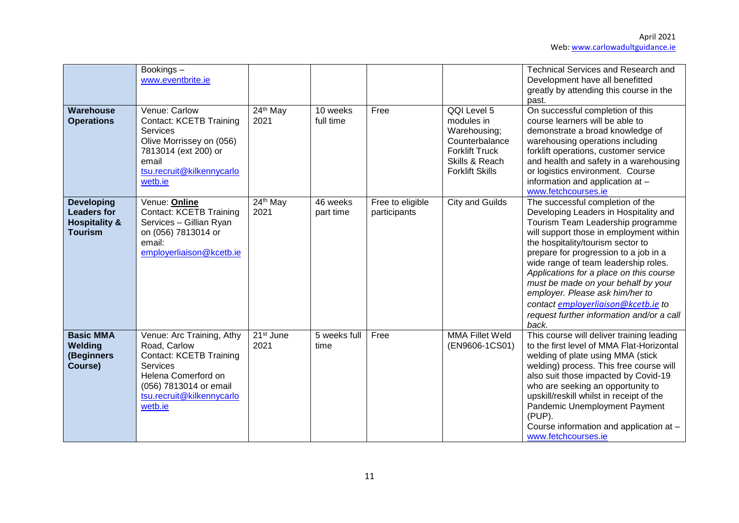| | | | | | | |
|---|---|---|---|---|---|---|
| | Bookings – www.eventbrite.ie | | | | | Technical Services and Research and Development have all benefitted greatly by attending this course in the past. |
| **Warehouse Operations** | Venue: Carlow<br>Contact: KCETB Training Services<br>Olive Morrissey on (056) 7813014 (ext 200) or email tsu.recruit@kilkennycarlowetb.ie | 24th May 2021 | 10 weeks full time | Free | QQI Level 5 modules in Warehousing; Counterbalance Forklift Truck Skills & Reach Forklift Skills | On successful completion of this course learners will be able to demonstrate a broad knowledge of warehousing operations including forklift operations, customer service and health and safety in a warehousing or logistics environment. Course information and application at – www.fetchcourses.ie |
| **Developing Leaders for Hospitality & Tourism** | Venue: **Online**<br>Contact: KCETB Training Services – Gillian Ryan on (056) 7813014 or email: employerliaison@kcetb.ie | 24th May 2021 | 46 weeks part time | Free to eligible participants | City and Guilds | The successful completion of the Developing Leaders in Hospitality and Tourism Team Leadership programme will support those in employment within the hospitality/tourism sector to prepare for progression to a job in a wide range of team leadership roles. *Applications for a place on this course must be made on your behalf by your employer. Please ask him/her to contact employerliaison@kcetb.ie to request further information and/or a call back.* |
| **Basic MMA Welding (Beginners Course)** | Venue: Arc Training, Athy Road, Carlow<br>Contact: KCETB Training Services<br>Helena Comerford on (056) 7813014 or email tsu.recruit@kilkennycarlowetb.ie | 21st June 2021 | 5 weeks full time | Free | MMA Fillet Weld (EN9606-1CS01) | This course will deliver training leading to the first level of MMA Flat-Horizontal welding of plate using MMA (stick welding) process. This free course will also suit those impacted by Covid-19 who are seeking an opportunity to upskill/reskill whilst in receipt of the Pandemic Unemployment Payment (PUP).<br>Course information and application at – www.fetchcourses.ie |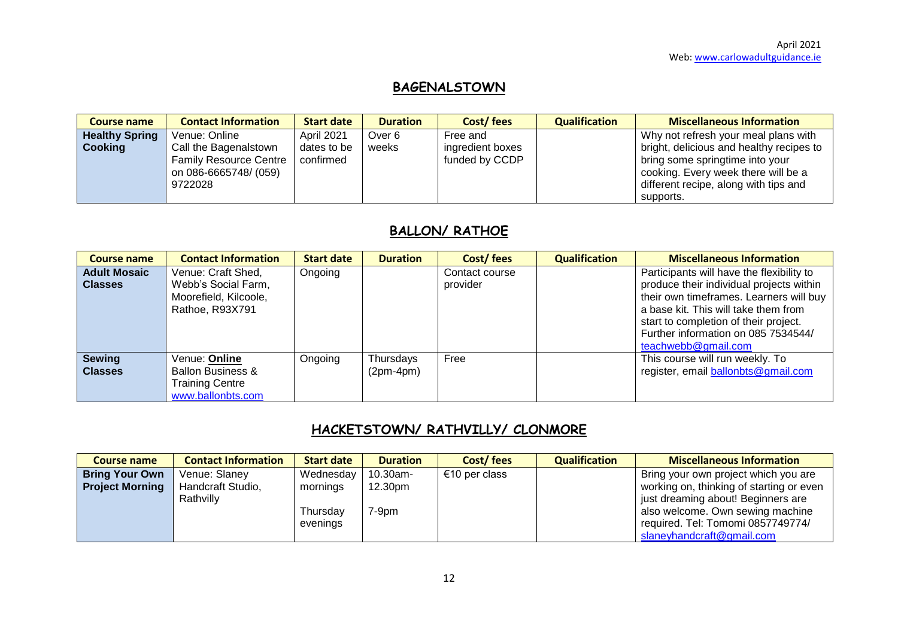## BAGENALSTOWN

| Course name | Contact Information | Start date | Duration | Cost/ fees | Qualification | Miscellaneous Information |
|---|---|---|---|---|---|---|
| **Healthy Spring Cooking** | Venue: Online Call the Bagenalstown Family Resource Centre on 086-6665748/ (059) 9722028 | April 2021 dates to be confirmed | Over 6 weeks | Free and ingredient boxes funded by CCDP | | Why not refresh your meal plans with bright, delicious and healthy recipes to bring some springtime into your cooking. Every week there will be a different recipe, along with tips and supports. |

## BALLON/ RATHOE

| Course name | Contact Information | Start date | Duration | Cost/ fees | Qualification | Miscellaneous Information |
|---|---|---|---|---|---|---|
| **Adult Mosaic Classes** | Venue: Craft Shed, Webb's Social Farm, Moorefield, Kilcoole, Rathoe, R93X791 | Ongoing | | Contact course provider | | Participants will have the flexibility to produce their individual projects within their own timeframes. Learners will buy a base kit. This will take them from start to completion of their project. Further information on 085 7534544/ teachwebb@gmail.com |
| **Sewing Classes** | Venue: **Online** Ballon Business & Training Centre www.ballonbts.com | Ongoing | Thursdays (2pm-4pm) | Free | | This course will run weekly. To register, email ballonbts@gmail.com |

## HACKETSTOWN/ RATHVILLY/ CLONMORE

| Course name | Contact Information | Start date | Duration | Cost/ fees | Qualification | Miscellaneous Information |
|---|---|---|---|---|---|---|
| **Bring Your Own Project Morning** | Venue: Slaney Handcraft Studio, Rathvilly | Wednesday mornings<br><br>Thursday evenings | 10.30am-12.30pm<br><br>7-9pm | €10 per class | | Bring your own project which you are working on, thinking of starting or even just dreaming about! Beginners are also welcome. Own sewing machine required. Tel: Tomomi 0857749774/ slaneyhandcraft@gmail.com |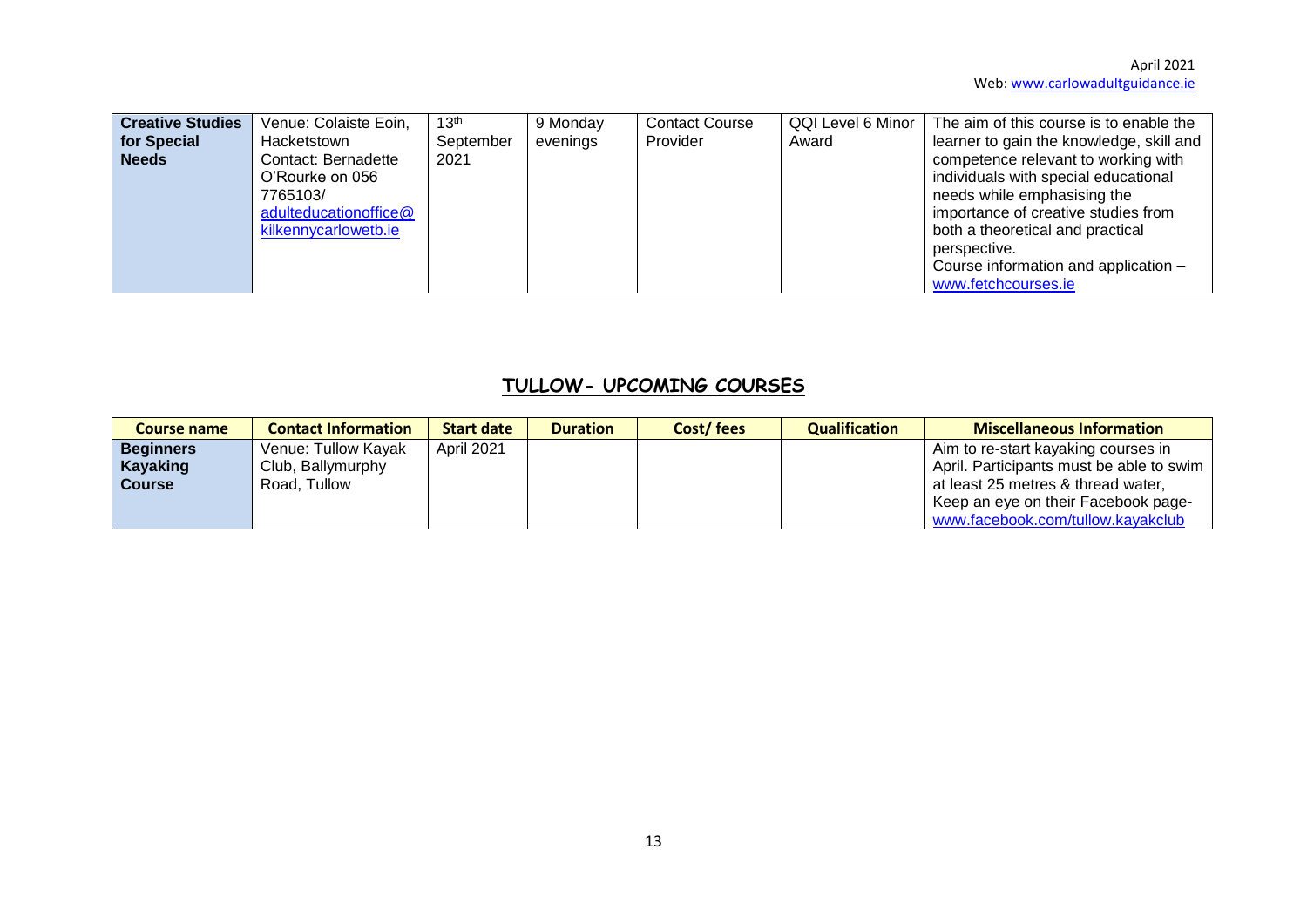| Creative Studies for Special Needs | Venue: Colaiste Eoin, Hacketstown Contact: Bernadette O'Rourke on 056 7765103/ adulteducationoffice@kilkennycarlowetb.ie | 13th September 2021 | 9 Monday evenings | Contact Course Provider | QQI Level 6 Minor Award | The aim of this course is to enable the learner to gain the knowledge, skill and competence relevant to working with individuals with special educational needs while emphasising the importance of creative studies from both a theoretical and practical perspective. Course information and application – www.fetchcourses.ie |
|---|---|---|---|---|---|---|

## TULLOW- UPCOMING COURSES

| Course name | Contact Information | Start date | Duration | Cost/ fees | Qualification | Miscellaneous Information |
|---|---|---|---|---|---|---|
| **Beginners Kayaking Course** | Venue: Tullow Kayak Club, Ballymurphy Road, Tullow | April 2021 | | | | Aim to re-start kayaking courses in April. Participants must be able to swim at least 25 metres & thread water, Keep an eye on their Facebook page- www.facebook.com/tullow.kayakclub |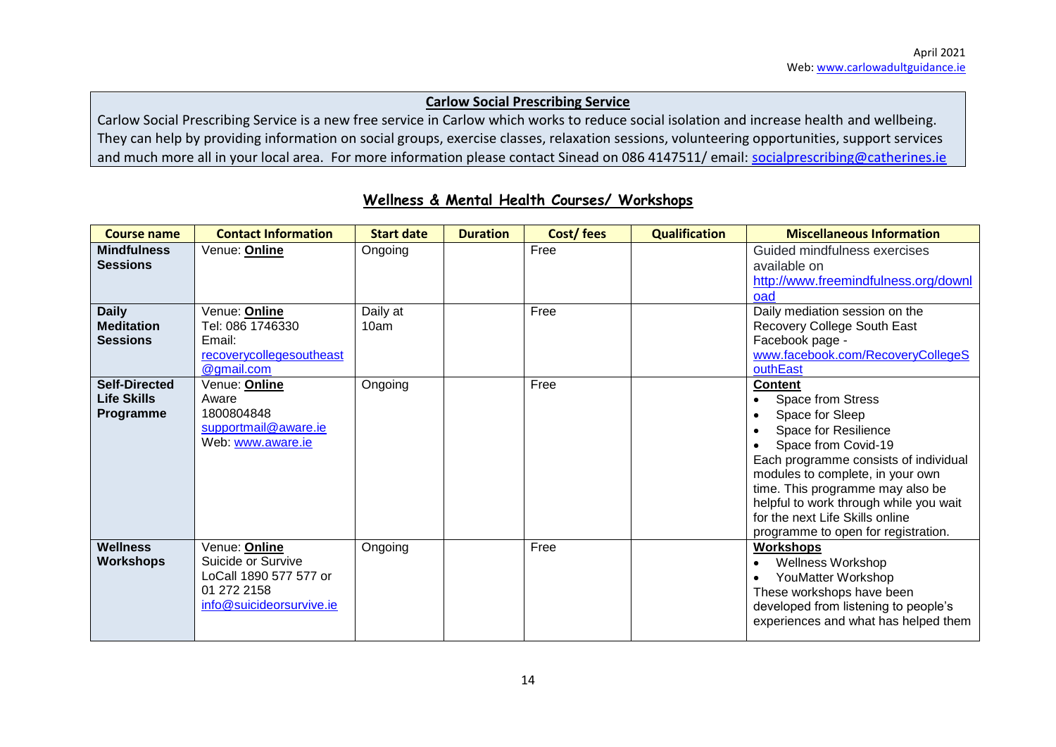April 2021
Web: www.carlowadultguidance.ie

**Carlow Social Prescribing Service**

Carlow Social Prescribing Service is a new free service in Carlow which works to reduce social isolation and increase health and wellbeing. They can help by providing information on social groups, exercise classes, relaxation sessions, volunteering opportunities, support services and much more all in your local area. For more information please contact Sinead on 086 4147511/ email: socialprescribing@catherines.ie

## Wellness & Mental Health Courses/ Workshops

| Course name | Contact Information | Start date | Duration | Cost/ fees | Qualification | Miscellaneous Information |
|---|---|---|---|---|---|---|
| **Mindfulness Sessions** | Venue: **Online** | Ongoing | | Free | | Guided mindfulness exercises available on http://www.freemindfulness.org/download |
| **Daily Meditation Sessions** | Venue: **Online**<br>Tel: 086 1746330<br>Email: recoverycollegesoutheast@gmail.com | Daily at 10am | | Free | | Daily mediation session on the Recovery College South East Facebook page - www.facebook.com/RecoveryCollegeSouthEast |
| **Self-Directed Life Skills Programme** | Venue: **Online**<br>Aware<br>1800804848<br>supportmail@aware.ie<br>Web: www.aware.ie | Ongoing | | Free | | **Content**<br>• Space from Stress<br>• Space for Sleep<br>• Space for Resilience<br>• Space from Covid-19<br>Each programme consists of individual modules to complete, in your own time. This programme may also be helpful to work through while you wait for the next Life Skills online programme to open for registration. |
| **Wellness Workshops** | Venue: **Online**<br>Suicide or Survive<br>LoCall 1890 577 577 or 01 272 2158<br>info@suicideorsurvive.ie | Ongoing | | Free | | **Workshops**<br>• Wellness Workshop<br>• YouMatter Workshop<br>These workshops have been developed from listening to people's experiences and what has helped them |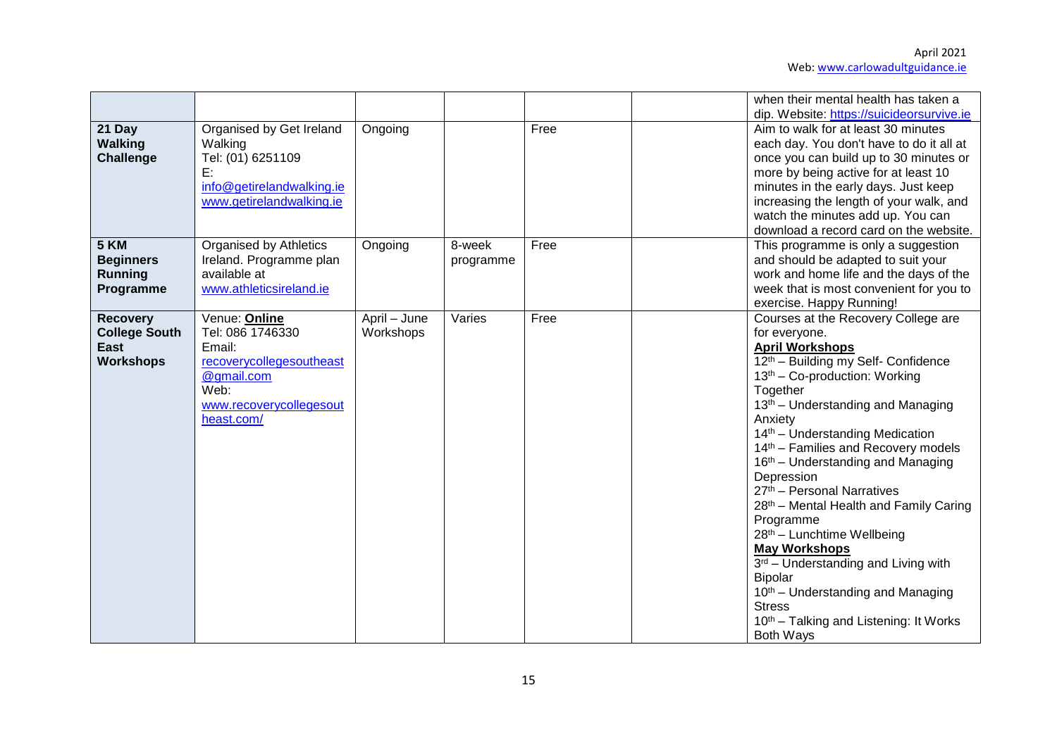| | | | | | | |
|---|---|---|---|---|---|---|
| | | | | | | when their mental health has taken a dip. Website: https://suicideorsurvive.ie |
| **21 Day Walking Challenge** | Organised by Get Ireland Walking<br>Tel: (01) 6251109<br>E: info@getirelandwalking.ie<br>www.getirelandwalking.ie | Ongoing | | Free | | Aim to walk for at least 30 minutes each day. You don't have to do it all at once you can build up to 30 minutes or more by being active for at least 10 minutes in the early days. Just keep increasing the length of your walk, and watch the minutes add up. You can download a record card on the website. |
| **5 KM Beginners Running Programme** | Organised by Athletics Ireland. Programme plan available at www.athleticsireland.ie | Ongoing | 8-week programme | Free | | This programme is only a suggestion and should be adapted to suit your work and home life and the days of the week that is most convenient for you to exercise. Happy Running! |
| **Recovery College South East Workshops** | Venue: **Online**<br>Tel: 086 1746330<br>Email: recoverycollegesoutheast@gmail.com<br>Web: www.recoverycollegesoutheast.com/ | April – June Workshops | Varies | Free | | Courses at the Recovery College are for everyone.<br>**April Workshops**<br>12th – Building my Self- Confidence<br>13th – Co-production: Working Together<br>13th – Understanding and Managing Anxiety<br>14th – Understanding Medication<br>14th – Families and Recovery models<br>16th – Understanding and Managing Depression<br>27th – Personal Narratives<br>28th – Mental Health and Family Caring Programme<br>28th – Lunchtime Wellbeing<br>**May Workshops**<br>3rd – Understanding and Living with Bipolar<br>10th – Understanding and Managing Stress<br>10th – Talking and Listening: It Works Both Ways |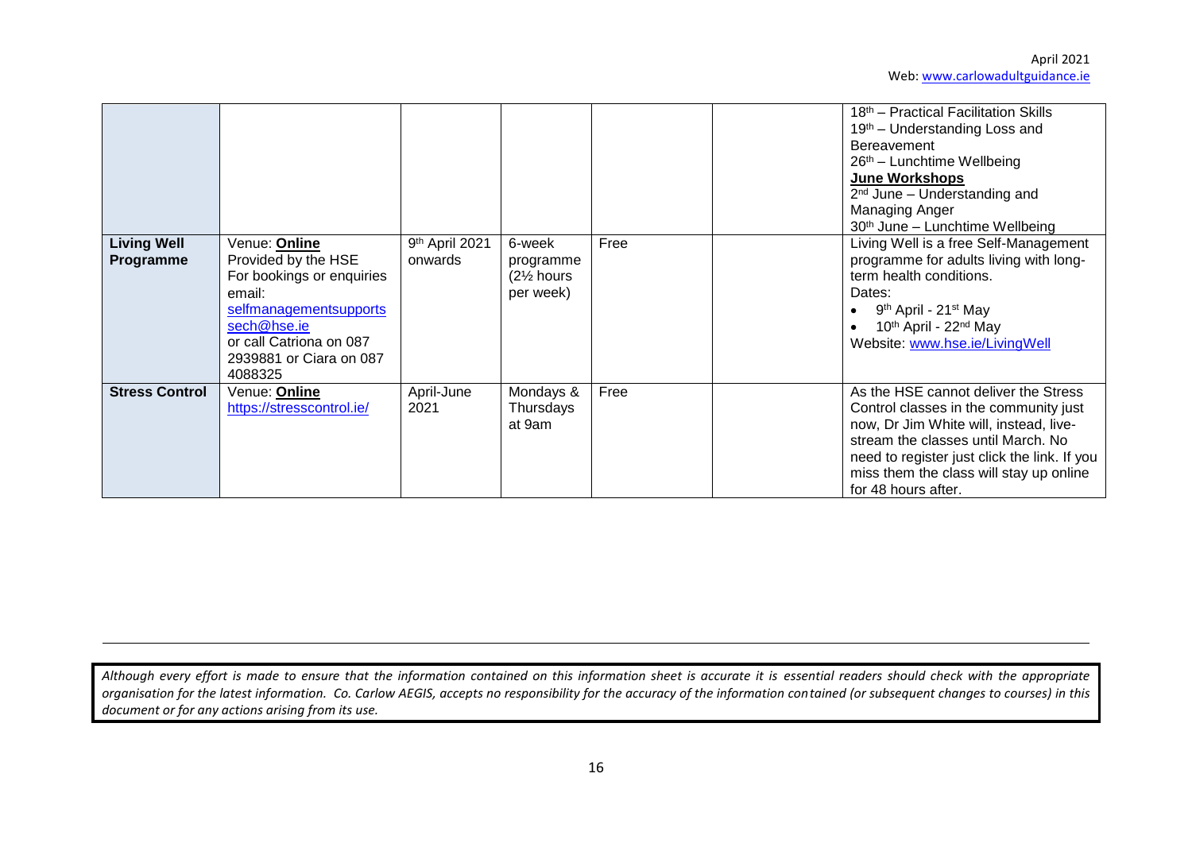| | | | | | | |
|---|---|---|---|---|---|---|
| | | | | | | 18th – Practical Facilitation Skills<br>19th – Understanding Loss and Bereavement<br>26th – Lunchtime Wellbeing<br>**June Workshops**<br>2nd June – Understanding and Managing Anger<br>30th June – Lunchtime Wellbeing |
| **Living Well Programme** | Venue: **Online**<br>Provided by the HSE<br>For bookings or enquiries email: selfmanagementsupportssech@hse.ie<br>or call Catriona on 087 2939881 or Ciara on 087 4088325 | 9th April 2021 onwards | 6-week programme (2½ hours per week) | Free | | Living Well is a free Self-Management programme for adults living with long-term health conditions.<br>Dates:<br>• 9th April - 21st May<br>• 10th April - 22nd May<br>Website: www.hse.ie/LivingWell |
| **Stress Control** | Venue: **Online**<br>https://stresscontrol.ie/ | April-June 2021 | Mondays & Thursdays at 9am | Free | | As the HSE cannot deliver the Stress Control classes in the community just now, Dr Jim White will, instead, live-stream the classes until March. No need to register just click the link. If you miss them the class will stay up online for 48 hours after. |

*Although every effort is made to ensure that the information contained on this information sheet is accurate it is essential readers should check with the appropriate organisation for the latest information. Co. Carlow AEGIS, accepts no responsibility for the accuracy of the information contained (or subsequent changes to courses) in this document or for any actions arising from its use.*